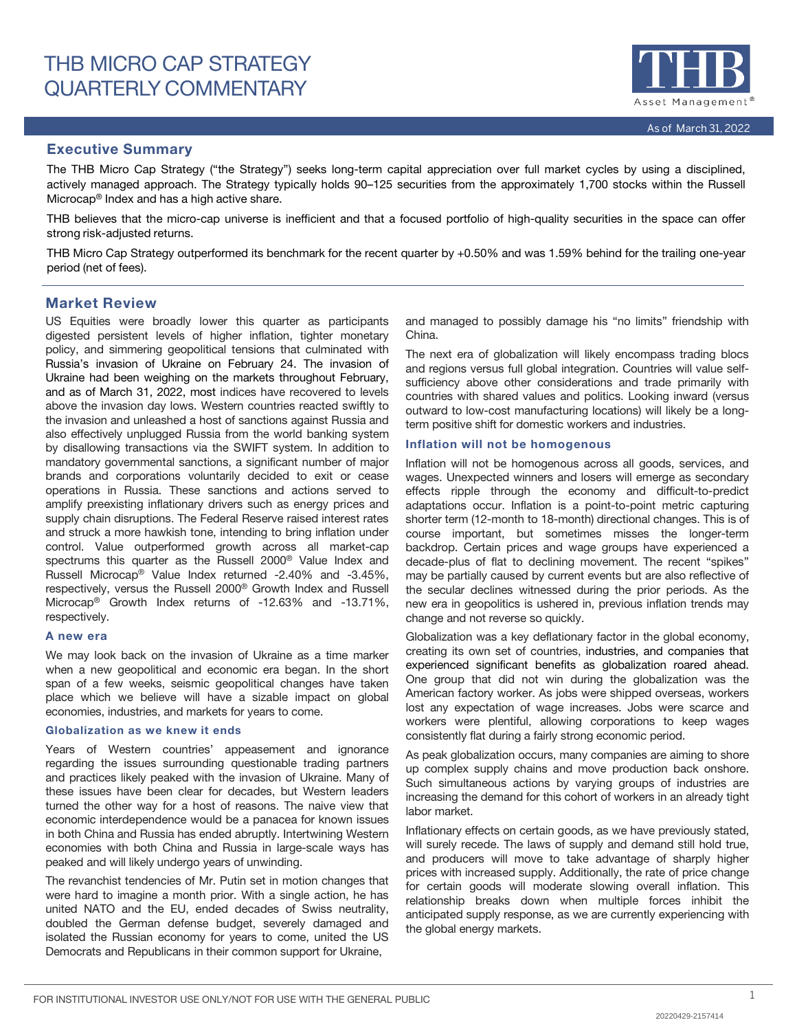# THB MICRO CAP STRATEGY QUARTERLY COMMENTARY

As of March 31, 2022

## Executive Summary

The THB Micro Cap Strategy ("the Strategy") seeks long-term capital appreciation over full market cycles by using a disciplined, actively managed approach. The Strategy typically holds 90–125 securities from the approximately 1,700 stocks within the Russell Microcap® Index and has a high active share.

THB believes that the micro-cap universe is inefficient and that a focused portfolio of high-quality securities in the space can offer strong risk-adjusted returns.

THB Micro Cap Strategy outperformed its benchmark for the recent quarter by +0.50% and was 1.59% behind for the trailing one-year period (net of fees).

## Market Review

US Equities were broadly lower this quarter as participants digested persistent levels of higher inflation, tighter monetary policy, and simmering geopolitical tensions that culminated with Russia's invasion of Ukraine on February 24. The invasion of Ukraine had been weighing on the markets throughout February, and as of March 31, 2022, most indices have recovered to levels above the invasion day lows. Western countries reacted swiftly to the invasion and unleashed a host of sanctions against Russia and also effectively unplugged Russia from the world banking system by disallowing transactions via the SWIFT system. In addition to mandatory governmental sanctions, a significant number of major brands and corporations voluntarily decided to exit or cease operations in Russia. These sanctions and actions served to amplify preexisting inflationary drivers such as energy prices and supply chain disruptions. The Federal Reserve raised interest rates and struck a more hawkish tone, intending to bring inflation under control. Value outperformed growth across all market-cap spectrums this quarter as the Russell 2000® Value Index and Russell Microcap® Value Index returned -2.40% and -3.45%, respectively, versus the Russell 2000® Growth Index and Russell Microcap® Growth Index returns of -12.63% and -13.71%, respectively.

### A new era

We may look back on the invasion of Ukraine as a time marker when a new geopolitical and economic era began. In the short span of a few weeks, seismic geopolitical changes have taken place which we believe will have a sizable impact on global economies, industries, and markets for years to come.

### Globalization as we knew it ends

Years of Western countries' appeasement and ignorance regarding the issues surrounding questionable trading partners and practices likely peaked with the invasion of Ukraine. Many of these issues have been clear for decades, but Western leaders turned the other way for a host of reasons. The naive view that economic interdependence would be a panacea for known issues in both China and Russia has ended abruptly. Intertwining Western economies with both China and Russia in large-scale ways has peaked and will likely undergo years of unwinding.

The revanchist tendencies of Mr. Putin set in motion changes that were hard to imagine a month prior. With a single action, he has united NATO and the EU, ended decades of Swiss neutrality, doubled the German defense budget, severely damaged and isolated the Russian economy for years to come, united the US Democrats and Republicans in their common support for Ukraine, and managed to possibly damage his "no limits" friendship with China.

The next era of globalization will likely encompass trading blocs and regions versus full global integration. Countries will value self-sufficiency above other considerations and trade primarily with countries with shared values and politics. Looking inward (versus outward to low-cost manufacturing locations) will likely be a long-term positive shift for domestic workers and industries.

### Inflation will not be homogenous

Inflation will not be homogenous across all goods, services, and wages. Unexpected winners and losers will emerge as secondary effects ripple through the economy and difficult-to-predict adaptations occur. Inflation is a point-to-point metric capturing shorter term (12-month to 18-month) directional changes. This is of course important, but sometimes misses the longer-term backdrop. Certain prices and wage groups have experienced a decade-plus of flat to declining movement. The recent "spikes" may be partially caused by current events but are also reflective of the secular declines witnessed during the prior periods. As the new era in geopolitics is ushered in, previous inflation trends may change and not reverse so quickly.

Globalization was a key deflationary factor in the global economy, creating its own set of countries, industries, and companies that experienced significant benefits as globalization roared ahead. One group that did not win during the globalization was the American factory worker. As jobs were shipped overseas, workers lost any expectation of wage increases. Jobs were scarce and workers were plentiful, allowing corporations to keep wages consistently flat during a fairly strong economic period.

As peak globalization occurs, many companies are aiming to shore up complex supply chains and move production back onshore. Such simultaneous actions by varying groups of industries are increasing the demand for this cohort of workers in an already tight labor market.

Inflationary effects on certain goods, as we have previously stated, will surely recede. The laws of supply and demand still hold true, and producers will move to take advantage of sharply higher prices with increased supply. Additionally, the rate of price change for certain goods will moderate slowing overall inflation. This relationship breaks down when multiple forces inhibit the anticipated supply response, as we are currently experiencing with the global energy markets.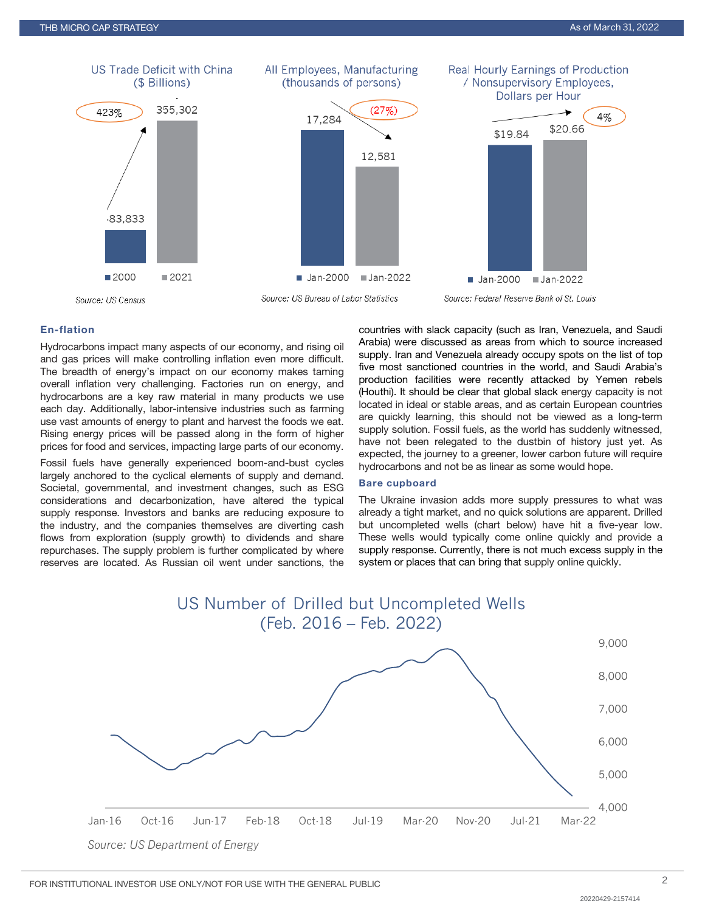US Trade Deficit with China
($ Billions)

423%

83,833

355,302

■ 2000 ■ 2021

Source: US Census

All Employees, Manufacturing
(thousands of persons)

17,284

(27%)

12,581

■ Jan-2000 ■ Jan-2022

Source: US Bureau of Labor Statistics

Real Hourly Earnings of Production / Nonsupervisory Employees, Dollars per Hour

4%

$19.84

$20.66

■ Jan-2000 ■ Jan-2022

Source: Federal Reserve Bank of St. Louis

### En-flation

Hydrocarbons impact many aspects of our economy, and rising oil and gas prices will make controlling inflation even more difficult. The breadth of energy's impact on our economy makes taming overall inflation very challenging. Factories run on energy, and hydrocarbons are a key raw material in many products we use each day. Additionally, labor-intensive industries such as farming use vast amounts of energy to plant and harvest the foods we eat. Rising energy prices will be passed along in the form of higher prices for food and services, impacting large parts of our economy.

Fossil fuels have generally experienced boom-and-bust cycles largely anchored to the cyclical elements of supply and demand. Societal, governmental, and investment changes, such as ESG considerations and decarbonization, have altered the typical supply response. Investors and banks are reducing exposure to the industry, and the companies themselves are diverting cash flows from exploration (supply growth) to dividends and share repurchases. The supply problem is further complicated by where reserves are located. As Russian oil went under sanctions, the countries with slack capacity (such as Iran, Venezuela, and Saudi Arabia) were discussed as areas from which to source increased supply. Iran and Venezuela already occupy spots on the list of top five most sanctioned countries in the world, and Saudi Arabia's production facilities were recently attacked by Yemen rebels (Houthi). It should be clear that global slack energy capacity is not located in ideal or stable areas, and as certain European countries are quickly learning, this should not be viewed as a long-term supply solution. Fossil fuels, as the world has suddenly witnessed, have not been relegated to the dustbin of history just yet. As expected, the journey to a greener, lower carbon future will require hydrocarbons and not be as linear as some would hope.

### Bare cupboard

The Ukraine invasion adds more supply pressures to what was already a tight market, and no quick solutions are apparent. Drilled but uncompleted wells (chart below) have hit a five-year low. These wells would typically come online quickly and provide a supply response. Currently, there is not much excess supply in the system or places that can bring that supply online quickly.

US Number of Drilled but Uncompleted Wells
(Feb. 2016 – Feb. 2022)

9,000
8,000
7,000
6,000
5,000
4,000

Jan-16 Oct-16 Jun-17 Feb-18 Oct-18 Jul-19 Mar-20 Nov-20 Jul-21 Mar-22

Source: US Department of Energy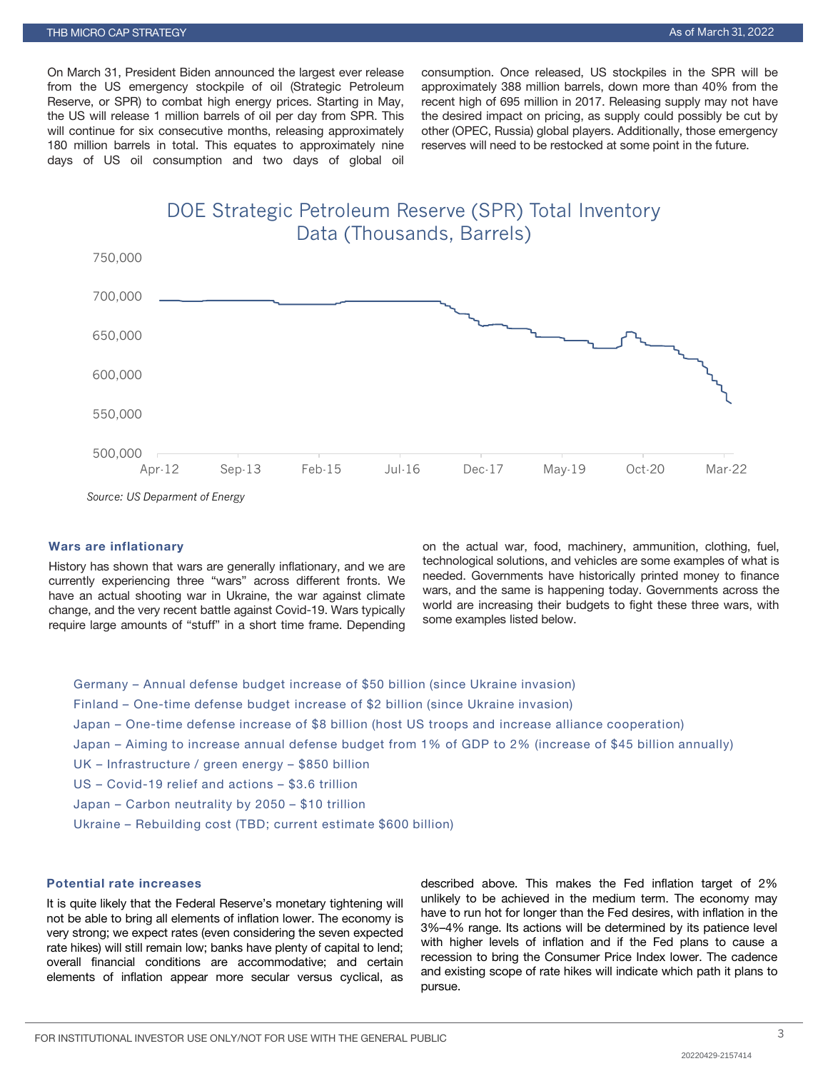On March 31, President Biden announced the largest ever release from the US emergency stockpile of oil (Strategic Petroleum Reserve, or SPR) to combat high energy prices. Starting in May, the US will release 1 million barrels of oil per day from SPR. This will continue for six consecutive months, releasing approximately 180 million barrels in total. This equates to approximately nine days of US oil consumption and two days of global oil consumption. Once released, US stockpiles in the SPR will be approximately 388 million barrels, down more than 40% from the recent high of 695 million in 2017. Releasing supply may not have the desired impact on pricing, as supply could possibly be cut by other (OPEC, Russia) global players. Additionally, those emergency reserves will need to be restocked at some point in the future.

DOE Strategic Petroleum Reserve (SPR) Total Inventory Data (Thousands, Barrels)

*Source: US Deparment of Energy*

### Wars are inflationary

History has shown that wars are generally inflationary, and we are currently experiencing three "wars" across different fronts. We have an actual shooting war in Ukraine, the war against climate change, and the very recent battle against Covid-19. Wars typically require large amounts of "stuff" in a short time frame. Depending on the actual war, food, machinery, ammunition, clothing, fuel, technological solutions, and vehicles are some examples of what is needed. Governments have historically printed money to finance wars, and the same is happening today. Governments across the world are increasing their budgets to fight these three wars, with some examples listed below.

- Germany – Annual defense budget increase of $50 billion (since Ukraine invasion)
- Finland – One-time defense budget increase of $2 billion (since Ukraine invasion)
- Japan – One-time defense increase of $8 billion (host US troops and increase alliance cooperation)
- Japan – Aiming to increase annual defense budget from 1% of GDP to 2% (increase of $45 billion annually)
- UK – Infrastructure / green energy – $850 billion
- US – Covid-19 relief and actions – $3.6 trillion
- Japan – Carbon neutrality by 2050 – $10 trillion
- Ukraine – Rebuilding cost (TBD; current estimate $600 billion)

### Potential rate increases

It is quite likely that the Federal Reserve's monetary tightening will not be able to bring all elements of inflation lower. The economy is very strong; we expect rates (even considering the seven expected rate hikes) will still remain low; banks have plenty of capital to lend; overall financial conditions are accommodative; and certain elements of inflation appear more secular versus cyclical, as described above. This makes the Fed inflation target of 2% unlikely to be achieved in the medium term. The economy may have to run hot for longer than the Fed desires, with inflation in the 3%–4% range. Its actions will be determined by its patience level with higher levels of inflation and if the Fed plans to cause a recession to bring the Consumer Price Index lower. The cadence and existing scope of rate hikes will indicate which path it plans to pursue.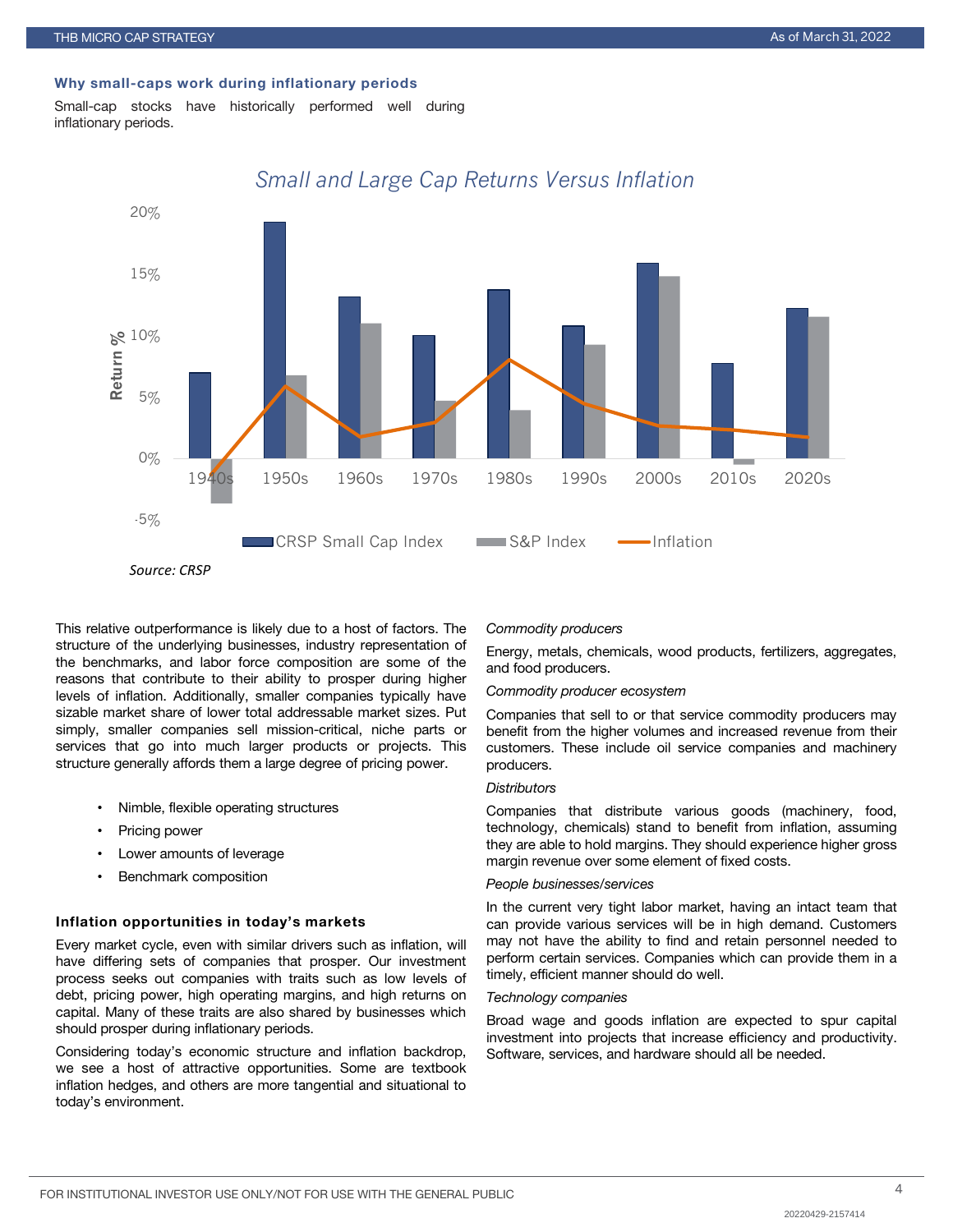## Why small-caps work during inflationary periods

Small-cap stocks have historically performed well during inflationary periods.

Small and Large Cap Returns Versus Inflation

20%
15%
10%
5%
0%
-5%
Return %
1940s 1950s 1960s 1970s 1980s 1990s 2000s 2010s 2020s
CRSP Small Cap Index
S&P Index
Inflation

*Source: CRSP*

This relative outperformance is likely due to a host of factors. The structure of the underlying businesses, industry representation of the benchmarks, and labor force composition are some of the reasons that contribute to their ability to prosper during higher levels of inflation. Additionally, smaller companies typically have sizable market share of lower total addressable market sizes. Put simply, smaller companies sell mission-critical, niche parts or services that go into much larger products or projects. This structure generally affords them a large degree of pricing power.

- Nimble, flexible operating structures
- Pricing power
- Lower amounts of leverage
- Benchmark composition

### Inflation opportunities in today's markets

Every market cycle, even with similar drivers such as inflation, will have differing sets of companies that prosper. Our investment process seeks out companies with traits such as low levels of debt, pricing power, high operating margins, and high returns on capital. Many of these traits are also shared by businesses which should prosper during inflationary periods.

Considering today's economic structure and inflation backdrop, we see a host of attractive opportunities. Some are textbook inflation hedges, and others are more tangential and situational to today's environment.

*Commodity producers*

Energy, metals, chemicals, wood products, fertilizers, aggregates, and food producers.

*Commodity producer ecosystem*

Companies that sell to or that service commodity producers may benefit from the higher volumes and increased revenue from their customers. These include oil service companies and machinery producers.

*Distributors*

Companies that distribute various goods (machinery, food, technology, chemicals) stand to benefit from inflation, assuming they are able to hold margins. They should experience higher gross margin revenue over some element of fixed costs.

*People businesses/services*

In the current very tight labor market, having an intact team that can provide various services will be in high demand. Customers may not have the ability to find and retain personnel needed to perform certain services. Companies which can provide them in a timely, efficient manner should do well.

*Technology companies*

Broad wage and goods inflation are expected to spur capital investment into projects that increase efficiency and productivity. Software, services, and hardware should all be needed.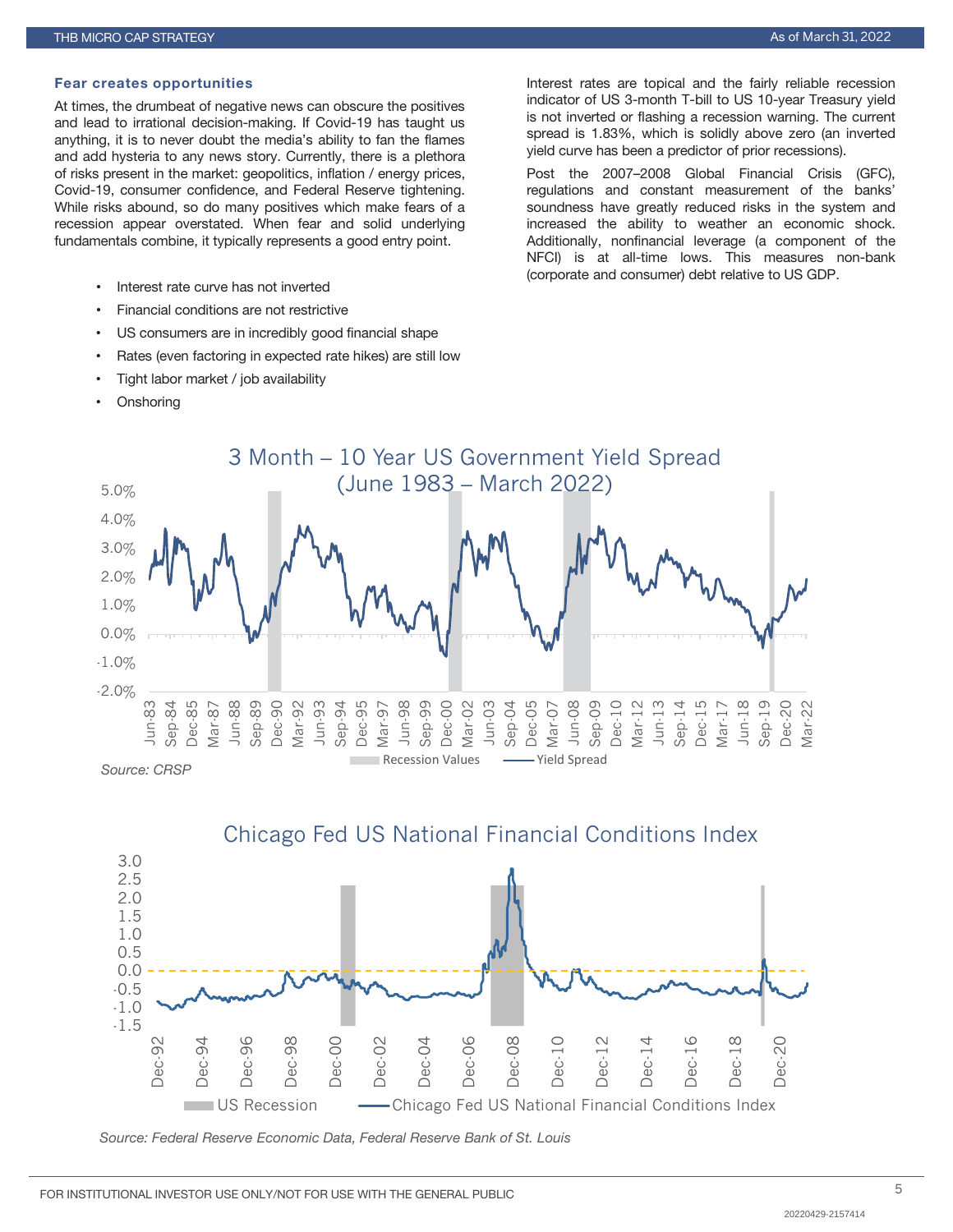### Fear creates opportunities

At times, the drumbeat of negative news can obscure the positives and lead to irrational decision-making. If Covid-19 has taught us anything, it is to never doubt the media's ability to fan the flames and add hysteria to any news story. Currently, there is a plethora of risks present in the market: geopolitics, inflation / energy prices, Covid-19, consumer confidence, and Federal Reserve tightening. While risks abound, so do many positives which make fears of a recession appear overstated. When fear and solid underlying fundamentals combine, it typically represents a good entry point.

- Interest rate curve has not inverted
- Financial conditions are not restrictive
- US consumers are in incredibly good financial shape
- Rates (even factoring in expected rate hikes) are still low
- Tight labor market / job availability
- Onshoring

Interest rates are topical and the fairly reliable recession indicator of US 3-month T-bill to US 10-year Treasury yield is not inverted or flashing a recession warning. The current spread is 1.83%, which is solidly above zero (an inverted yield curve has been a predictor of prior recessions).

Post the 2007–2008 Global Financial Crisis (GFC), regulations and constant measurement of the banks' soundness have greatly reduced risks in the system and increased the ability to weather an economic shock. Additionally, nonfinancial leverage (a component of the NFCI) is at all-time lows. This measures non-bank (corporate and consumer) debt relative to US GDP.

3 Month – 10 Year US Government Yield Spread
(June 1983 – March 2022)

5.0%
4.0%
3.0%
2.0%
1.0%
0.0%
-1.0%
-2.0%

Jun-83, Sep-84, Dec-85, Mar-87, Jun-88, Sep-89, Dec-90, Mar-92, Jun-93, Sep-94, Dec-95, Mar-97, Jun-98, Sep-99, Dec-00, Mar-02, Jun-03, Sep-04, Dec-05, Mar-07, Jun-08, Sep-09, Dec-10, Mar-12, Jun-13, Sep-14, Dec-15, Mar-17, Jun-18, Sep-19, Dec-20, Mar-22

Recession Values — Yield Spread

*Source: CRSP*

Chicago Fed US National Financial Conditions Index

3.0
2.5
2.0
1.5
1.0
0.5
0.0
-0.5
-1.0
-1.5

Dec-92, Dec-94, Dec-96, Dec-98, Dec-00, Dec-02, Dec-04, Dec-06, Dec-08, Dec-10, Dec-12, Dec-14, Dec-16, Dec-18, Dec-20

US Recession — Chicago Fed US National Financial Conditions Index

*Source: Federal Reserve Economic Data, Federal Reserve Bank of St. Louis*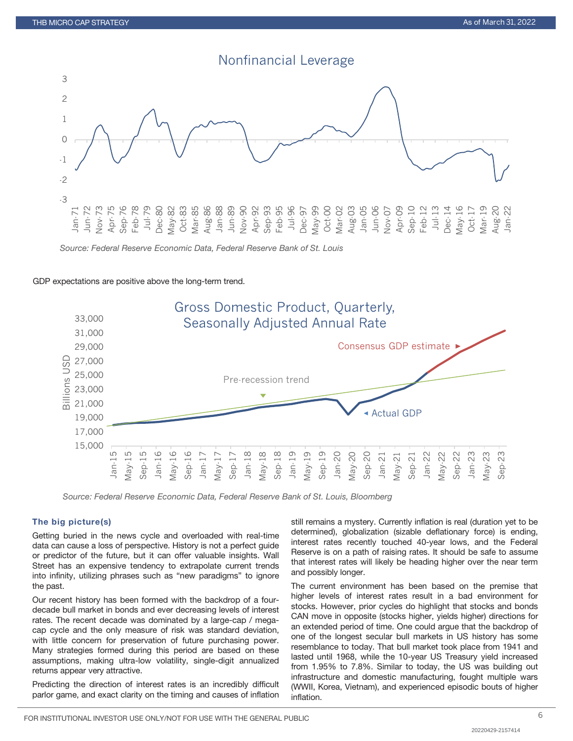## Nonfinancial Leverage

3
2
1
0
-1
-2
-3

Jan-71 Jun-72 Nov-73 Apr-75 Sep-76 Feb-78 Jul-79 Dec-80 May-82 Oct-83 Mar-85 Aug-86 Jan-88 Jun-89 Nov-90 Apr-92 Sep-93 Feb-95 Jul-96 Dec-97 May-99 Oct-00 Mar-02 Aug-03 Jan-05 Jun-06 Nov-07 Apr-09 Sep-10 Feb-12 Jul-13 Dec-14 May-16 Oct-17 Mar-19 Aug-20 Jan-22

*Source: Federal Reserve Economic Data, Federal Reserve Bank of St. Louis*

GDP expectations are positive above the long-term trend.

## Gross Domestic Product, Quarterly, Seasonally Adjusted Annual Rate

Billions USD

33,000
31,000
29,000
27,000
25,000
23,000
21,000
19,000
17,000
15,000

Consensus GDP estimate ►

Pre-recession trend

◄ Actual GDP

Jan-15 May-15 Sep-15 Jan-16 May-16 Sep-16 Jan-17 May-17 Sep-17 Jan-18 May-18 Sep-18 Jan-19 May-19 Sep-19 Jan-20 May-20 Sep-20 Jan-21 May-21 Sep-21 Jan-22 May-22 Sep-22 Jan-23 May-23 Sep-23

*Source: Federal Reserve Economic Data, Federal Reserve Bank of St. Louis, Bloomberg*

### The big picture(s)

Getting buried in the news cycle and overloaded with real-time data can cause a loss of perspective. History is not a perfect guide or predictor of the future, but it can offer valuable insights. Wall Street has an expensive tendency to extrapolate current trends into infinity, utilizing phrases such as "new paradigms" to ignore the past.

Our recent history has been formed with the backdrop of a four-decade bull market in bonds and ever decreasing levels of interest rates. The recent decade was dominated by a large-cap / mega-cap cycle and the only measure of risk was standard deviation, with little concern for preservation of future purchasing power. Many strategies formed during this period are based on these assumptions, making ultra-low volatility, single-digit annualized returns appear very attractive.

Predicting the direction of interest rates is an incredibly difficult parlor game, and exact clarity on the timing and causes of inflation still remains a mystery. Currently inflation is real (duration yet to be determined), globalization (sizable deflationary force) is ending, interest rates recently touched 40-year lows, and the Federal Reserve is on a path of raising rates. It should be safe to assume that interest rates will likely be heading higher over the near term and possibly longer.

The current environment has been based on the premise that higher levels of interest rates result in a bad environment for stocks. However, prior cycles do highlight that stocks and bonds CAN move in opposite (stocks higher, yields higher) directions for an extended period of time. One could argue that the backdrop of one of the longest secular bull markets in US history has some resemblance to today. That bull market took place from 1941 and lasted until 1968, while the 10-year US Treasury yield increased from 1.95% to 7.8%. Similar to today, the US was building out infrastructure and domestic manufacturing, fought multiple wars (WWII, Korea, Vietnam), and experienced episodic bouts of higher inflation.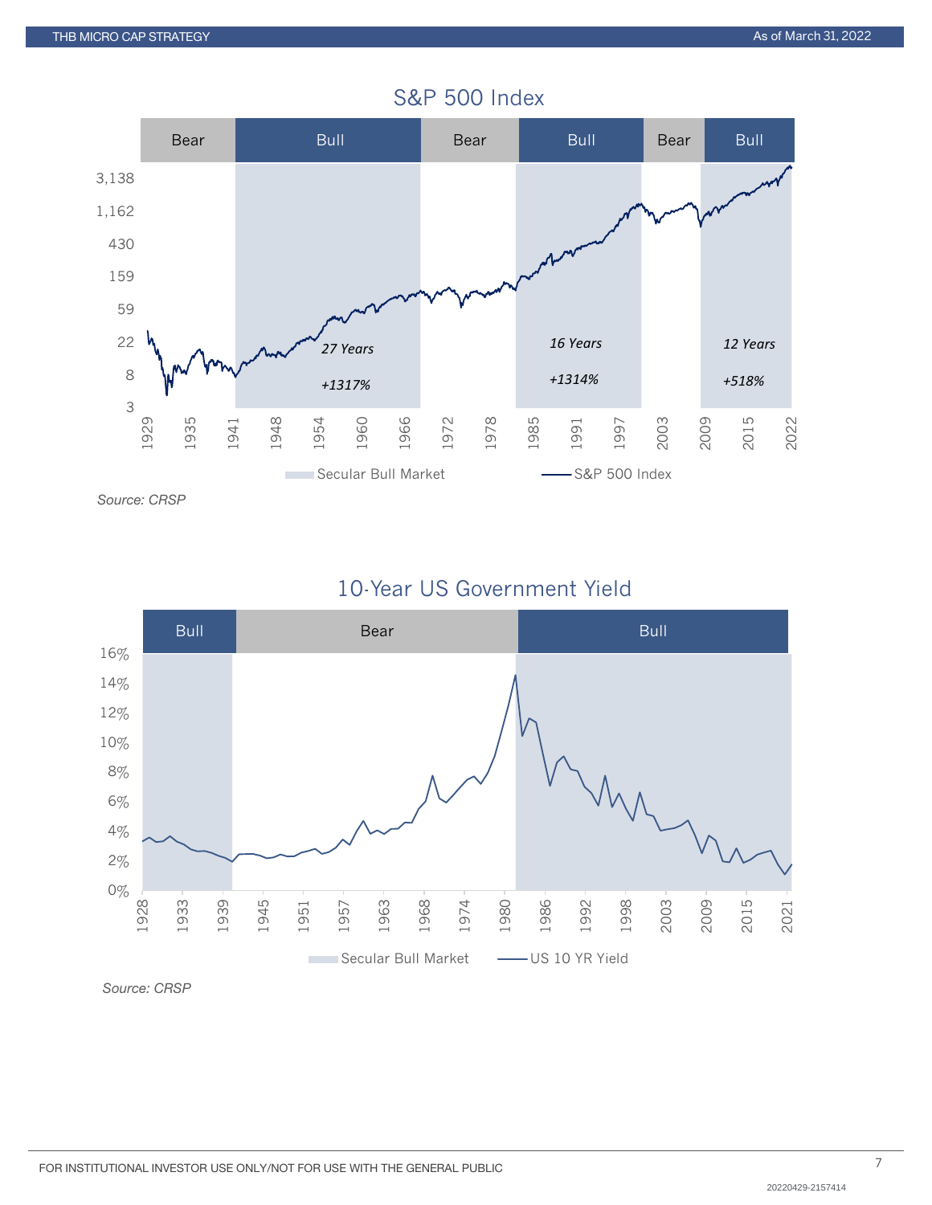## S&P 500 Index

| Bear | Bull | Bear | Bull | Bear | Bull |
|---|---|---|---|---|---|

27 Years +1317%

16 Years +1314%

12 Years +518%

Secular Bull Market — S&P 500 Index

*Source: CRSP*

## 10-Year US Government Yield

| Bull | Bear | Bull |
|---|---|---|

Secular Bull Market — US 10 YR Yield

*Source: CRSP*

FOR INSTITUTIONAL INVESTOR USE ONLY/NOT FOR USE WITH THE GENERAL PUBLIC

20220429-2157414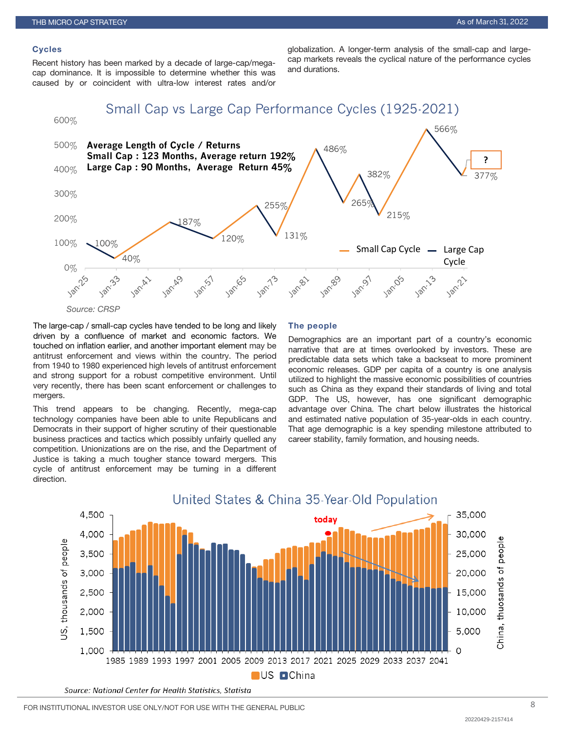### Cycles

Recent history has been marked by a decade of large-cap/mega-cap dominance. It is impossible to determine whether this was caused by or coincident with ultra-low interest rates and/or globalization. A longer-term analysis of the small-cap and large-cap markets reveals the cyclical nature of the performance cycles and durations.

Small Cap vs Large Cap Performance Cycles (1925-2021)

**Average Length of Cycle / Returns**
**Small Cap : 123 Months, Average return 192%**
**Large Cap : 90 Months, Average Return 45%**

100%
40%
187%
120%
255%
131%
486%
265%
382%
215%
566%
377%
?

Small Cap Cycle
Large Cap Cycle

Jan-25 Jan-33 Jan-41 Jan-49 Jan-57 Jan-65 Jan-73 Jan-81 Jan-89 Jan-97 Jan-05 Jan-13 Jan-21

0% 100% 200% 300% 400% 500% 600%

*Source: CRSP*

The large-cap / small-cap cycles have tended to be long and likely driven by a confluence of market and economic factors. We touched on inflation earlier, and another important element may be antitrust enforcement and views within the country. The period from 1940 to 1980 experienced high levels of antitrust enforcement and strong support for a robust competitive environment. Until very recently, there has been scant enforcement or challenges to mergers.

This trend appears to be changing. Recently, mega-cap technology companies have been able to unite Republicans and Democrats in their support of higher scrutiny of their questionable business practices and tactics which possibly unfairly quelled any competition. Unionizations are on the rise, and the Department of Justice is taking a much tougher stance toward mergers. This cycle of antitrust enforcement may be turning in a different direction.

### The people

Demographics are an important part of a country's economic narrative that are at times overlooked by investors. These are predictable data sets which take a backseat to more prominent economic releases. GDP per capita of a country is one analysis utilized to highlight the massive economic possibilities of countries such as China as they expand their standards of living and total GDP. The US, however, has one significant demographic advantage over China. The chart below illustrates the historical and estimated native population of 35-year-olds in each country. That age demographic is a key spending milestone attributed to career stability, family formation, and housing needs.

United States & China 35-Year-Old Population

today

US, thousands of people: 1,000 1,500 2,000 2,500 3,000 3,500 4,000 4,500

China, thousands of people: 0 5,000 10,000 15,000 20,000 25,000 30,000 35,000

1985 1989 1993 1997 2001 2005 2009 2013 2017 2021 2025 2029 2033 2037 2041

US China

*Source: National Center for Health Statistics, Statista*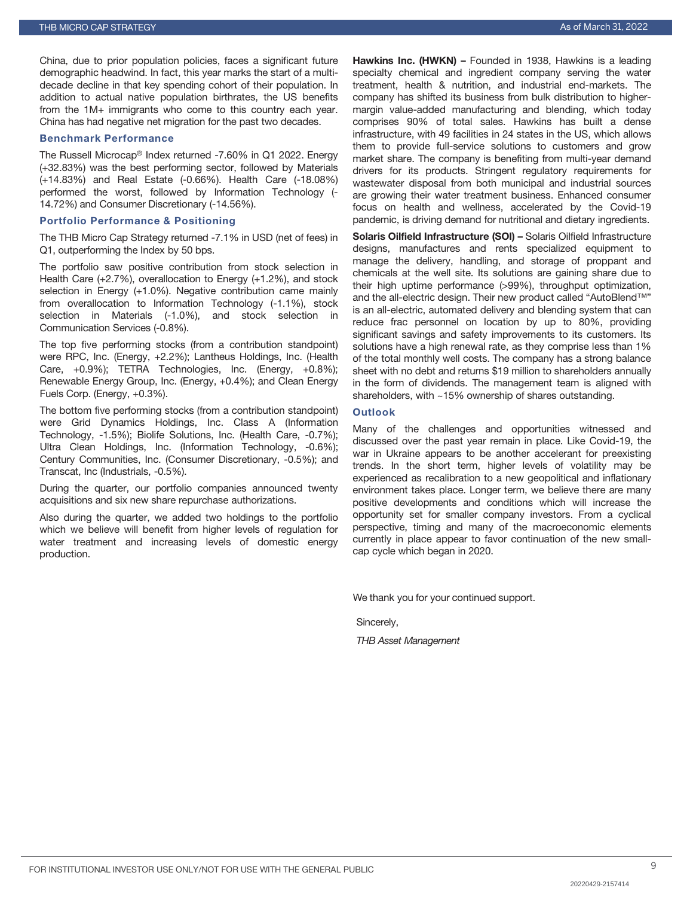China, due to prior population policies, faces a significant future demographic headwind. In fact, this year marks the start of a multi-decade decline in that key spending cohort of their population. In addition to actual native population birthrates, the US benefits from the 1M+ immigrants who come to this country each year. China has had negative net migration for the past two decades.

### Benchmark Performance

The Russell Microcap® Index returned -7.60% in Q1 2022. Energy (+32.83%) was the best performing sector, followed by Materials (+14.83%) and Real Estate (-0.66%). Health Care (-18.08%) performed the worst, followed by Information Technology (-14.72%) and Consumer Discretionary (-14.56%).

### Portfolio Performance & Positioning

The THB Micro Cap Strategy returned -7.1% in USD (net of fees) in Q1, outperforming the Index by 50 bps.

The portfolio saw positive contribution from stock selection in Health Care (+2.7%), overallocation to Energy (+1.2%), and stock selection in Energy (+1.0%). Negative contribution came mainly from overallocation to Information Technology (-1.1%), stock selection in Materials (-1.0%), and stock selection in Communication Services (-0.8%).

The top five performing stocks (from a contribution standpoint) were RPC, Inc. (Energy, +2.2%); Lantheus Holdings, Inc. (Health Care, +0.9%); TETRA Technologies, Inc. (Energy, +0.8%); Renewable Energy Group, Inc. (Energy, +0.4%); and Clean Energy Fuels Corp. (Energy, +0.3%).

The bottom five performing stocks (from a contribution standpoint) were Grid Dynamics Holdings, Inc. Class A (Information Technology, -1.5%); Biolife Solutions, Inc. (Health Care, -0.7%); Ultra Clean Holdings, Inc. (Information Technology, -0.6%); Century Communities, Inc. (Consumer Discretionary, -0.5%); and Transcat, Inc (Industrials, -0.5%).

During the quarter, our portfolio companies announced twenty acquisitions and six new share repurchase authorizations.

Also during the quarter, we added two holdings to the portfolio which we believe will benefit from higher levels of regulation for water treatment and increasing levels of domestic energy production.

**Hawkins Inc. (HWKN) –** Founded in 1938, Hawkins is a leading specialty chemical and ingredient company serving the water treatment, health & nutrition, and industrial end-markets. The company has shifted its business from bulk distribution to higher-margin value-added manufacturing and blending, which today comprises 90% of total sales. Hawkins has built a dense infrastructure, with 49 facilities in 24 states in the US, which allows them to provide full-service solutions to customers and grow market share. The company is benefiting from multi-year demand drivers for its products. Stringent regulatory requirements for wastewater disposal from both municipal and industrial sources are growing their water treatment business. Enhanced consumer focus on health and wellness, accelerated by the Covid-19 pandemic, is driving demand for nutritional and dietary ingredients.

**Solaris Oilfield Infrastructure (SOI) –** Solaris Oilfield Infrastructure designs, manufactures and rents specialized equipment to manage the delivery, handling, and storage of proppant and chemicals at the well site. Its solutions are gaining share due to their high uptime performance (>99%), throughput optimization, and the all-electric design. Their new product called "AutoBlend™" is an all-electric, automated delivery and blending system that can reduce frac personnel on location by up to 80%, providing significant savings and safety improvements to its customers. Its solutions have a high renewal rate, as they comprise less than 1% of the total monthly well costs. The company has a strong balance sheet with no debt and returns $19 million to shareholders annually in the form of dividends. The management team is aligned with shareholders, with ~15% ownership of shares outstanding.

### Outlook

Many of the challenges and opportunities witnessed and discussed over the past year remain in place. Like Covid-19, the war in Ukraine appears to be another accelerant for preexisting trends. In the short term, higher levels of volatility may be experienced as recalibration to a new geopolitical and inflationary environment takes place. Longer term, we believe there are many positive developments and conditions which will increase the opportunity set for smaller company investors. From a cyclical perspective, timing and many of the macroeconomic elements currently in place appear to favor continuation of the new small-cap cycle which began in 2020.

We thank you for your continued support.

Sincerely,

*THB Asset Management*

FOR INSTITUTIONAL INVESTOR USE ONLY/NOT FOR USE WITH THE GENERAL PUBLIC

20220429-2157414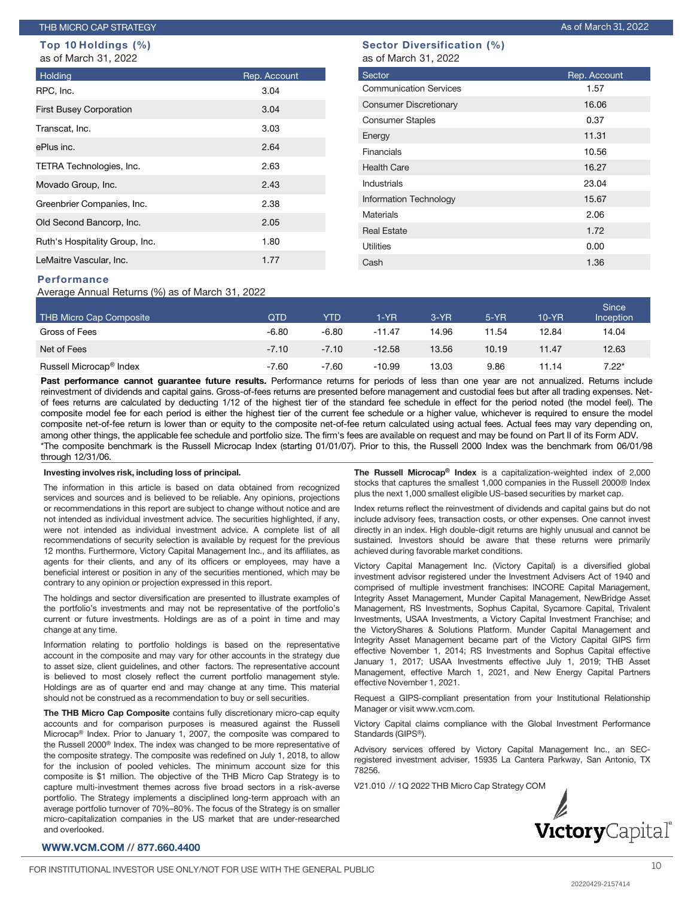THB MICRO CAP STRATEGY — As of March 31, 2022

### Top 10 Holdings (%)
as of March 31, 2022

| Holding | Rep. Account |
|---|---|
| RPC, Inc. | 3.04 |
| First Busey Corporation | 3.04 |
| Transcat, Inc. | 3.03 |
| ePlus inc. | 2.64 |
| TETRA Technologies, Inc. | 2.63 |
| Movado Group, Inc. | 2.43 |
| Greenbrier Companies, Inc. | 2.38 |
| Old Second Bancorp, Inc. | 2.05 |
| Ruth's Hospitality Group, Inc. | 1.80 |
| LeMaitre Vascular, Inc. | 1.77 |

### Sector Diversification (%)
as of March 31, 2022

| Sector | Rep. Account |
|---|---|
| Communication Services | 1.57 |
| Consumer Discretionary | 16.06 |
| Consumer Staples | 0.37 |
| Energy | 11.31 |
| Financials | 10.56 |
| Health Care | 16.27 |
| Industrials | 23.04 |
| Information Technology | 15.67 |
| Materials | 2.06 |
| Real Estate | 1.72 |
| Utilities | 0.00 |
| Cash | 1.36 |

### Performance
Average Annual Returns (%) as of March 31, 2022

| THB Micro Cap Composite | QTD | YTD | 1-YR | 3-YR | 5-YR | 10-YR | Since Inception |
|---|---|---|---|---|---|---|---|
| Gross of Fees | -6.80 | -6.80 | -11.47 | 14.96 | 11.54 | 12.84 | 14.04 |
| Net of Fees | -7.10 | -7.10 | -12.58 | 13.56 | 10.19 | 11.47 | 12.63 |
| Russell Microcap® Index | -7.60 | -7.60 | -10.99 | 13.03 | 9.86 | 11.14 | 7.22* |

**Past performance cannot guarantee future results.** Performance returns for periods of less than one year are not annualized. Returns include reinvestment of dividends and capital gains. Gross-of-fees returns are presented before management and custodial fees but after all trading expenses. Net-of fees returns are calculated by deducting 1/12 of the highest tier of the standard fee schedule in effect for the period noted (the model feel). The composite model fee for each period is either the highest tier of the current fee schedule or a higher value, whichever is required to ensure the model composite net-of-fee return is lower than or equity to the composite net-of-fee return calculated using actual fees. Actual fees may vary depending on, among other things, the applicable fee schedule and portfolio size. The firm's fees are available on request and may be found on Part II of its Form ADV.
*The composite benchmark is the Russell Microcap Index (starting 01/01/07). Prior to this, the Russell 2000 Index was the benchmark from 06/01/98 through 12/31/06.

**Investing involves risk, including loss of principal.**

The information in this article is based on data obtained from recognized services and sources and is believed to be reliable. Any opinions, projections or recommendations in this report are subject to change without notice and are not intended as individual investment advice. The securities highlighted, if any, were not intended as individual investment advice. A complete list of all recommendations of security selection is available by request for the previous 12 months. Furthermore, Victory Capital Management Inc., and its affiliates, as agents for their clients, and any of its officers or employees, may have a beneficial interest or position in any of the securities mentioned, which may be contrary to any opinion or projection expressed in this report.

The holdings and sector diversification are presented to illustrate examples of the portfolio's investments and may not be representative of the portfolio's current or future investments. Holdings are as of a point in time and may change at any time.

Information relating to portfolio holdings is based on the representative account in the composite and may vary for other accounts in the strategy due to asset size, client guidelines, and other factors. The representative account is believed to most closely reflect the current portfolio management style. Holdings are as of quarter end and may change at any time. This material should not be construed as a recommendation to buy or sell securities.

**The THB Micro Cap Composite** contains fully discretionary micro-cap equity accounts and for comparison purposes is measured against the Russell Microcap® Index. Prior to January 1, 2007, the composite was compared to the Russell 2000® Index. The index was changed to be more representative of the composite strategy. The composite was redefined on July 1, 2018, to allow for the inclusion of pooled vehicles. The minimum account size for this composite is $1 million. The objective of the THB Micro Cap Strategy is to capture multi-investment themes across five broad sectors in a risk-averse portfolio. The Strategy implements a disciplined long-term approach with an average portfolio turnover of 70%–80%. The focus of the Strategy is on smaller micro-capitalization companies in the US market that are under-researched and overlooked.

**The Russell Microcap® Index** is a capitalization-weighted index of 2,000 stocks that captures the smallest 1,000 companies in the Russell 2000® Index plus the next 1,000 smallest eligible US-based securities by market cap.

Index returns reflect the reinvestment of dividends and capital gains but do not include advisory fees, transaction costs, or other expenses. One cannot invest directly in an index. High double-digit returns are highly unusual and cannot be sustained. Investors should be aware that these returns were primarily achieved during favorable market conditions.

Victory Capital Management Inc. (Victory Capital) is a diversified global investment advisor registered under the Investment Advisers Act of 1940 and comprised of multiple investment franchises: INCORE Capital Management, Integrity Asset Management, Munder Capital Management, NewBridge Asset Management, RS Investments, Sophus Capital, Sycamore Capital, Trivalent Investments, USAA Investments, a Victory Capital Investment Franchise; and the VictoryShares & Solutions Platform. Munder Capital Management and Integrity Asset Management became part of the Victory Capital GIPS firm effective November 1, 2014; RS Investments and Sophus Capital effective January 1, 2017; USAA Investments effective July 1, 2019; THB Asset Management, effective March 1, 2021, and New Energy Capital Partners effective November 1, 2021.

Request a GIPS-compliant presentation from your Institutional Relationship Manager or visit www.vcm.com.

Victory Capital claims compliance with the Global Investment Performance Standards (GIPS®).

Advisory services offered by Victory Capital Management Inc., an SEC-registered investment adviser, 15935 La Cantera Parkway, San Antonio, TX 78256.

V21.010 // 1Q 2022 THB Micro Cap Strategy COM

Victory Capital

**WWW.VCM.COM // 877.660.4400**

FOR INSTITUTIONAL INVESTOR USE ONLY/NOT FOR USE WITH THE GENERAL PUBLIC

20220429-2157414